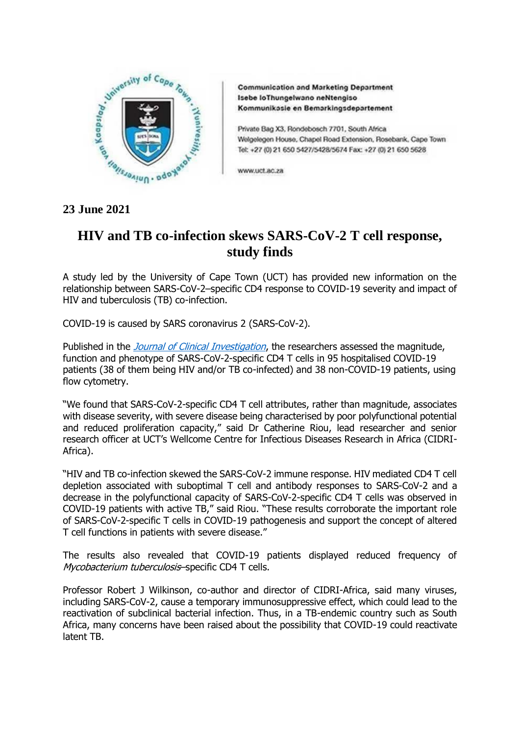Communication and Marketing Department
Isebe loThungelwano neNtengiso
Kommunikasie en Bemarkingsdepartement

Private Bag X3, Rondebosch 7701, South Africa
Welgelegen House, Chapel Road Extension, Rosebank, Cape Town
Tel: +27 (0) 21 650 5427/5428/5674 Fax: +27 (0) 21 650 5628

www.uct.ac.za

**23 June 2021**

# HIV and TB co-infection skews SARS-CoV-2 T cell response, study finds

A study led by the University of Cape Town (UCT) has provided new information on the relationship between SARS-CoV-2–specific CD4 response to COVID-19 severity and impact of HIV and tuberculosis (TB) co-infection.

COVID-19 is caused by SARS coronavirus 2 (SARS-CoV-2).

Published in the *Journal of Clinical Investigation*, the researchers assessed the magnitude, function and phenotype of SARS-CoV-2-specific CD4 T cells in 95 hospitalised COVID-19 patients (38 of them being HIV and/or TB co-infected) and 38 non-COVID-19 patients, using flow cytometry.

"We found that SARS-CoV-2-specific CD4 T cell attributes, rather than magnitude, associates with disease severity, with severe disease being characterised by poor polyfunctional potential and reduced proliferation capacity," said Dr Catherine Riou, lead researcher and senior research officer at UCT's Wellcome Centre for Infectious Diseases Research in Africa (CIDRI-Africa).

"HIV and TB co-infection skewed the SARS-CoV-2 immune response. HIV mediated CD4 T cell depletion associated with suboptimal T cell and antibody responses to SARS-CoV-2 and a decrease in the polyfunctional capacity of SARS-CoV-2-specific CD4 T cells was observed in COVID-19 patients with active TB," said Riou. "These results corroborate the important role of SARS-CoV-2-specific T cells in COVID-19 pathogenesis and support the concept of altered T cell functions in patients with severe disease."

The results also revealed that COVID-19 patients displayed reduced frequency of *Mycobacterium tuberculosis*–specific CD4 T cells.

Professor Robert J Wilkinson, co-author and director of CIDRI-Africa, said many viruses, including SARS-CoV-2, cause a temporary immunosuppressive effect, which could lead to the reactivation of subclinical bacterial infection. Thus, in a TB-endemic country such as South Africa, many concerns have been raised about the possibility that COVID-19 could reactivate latent TB.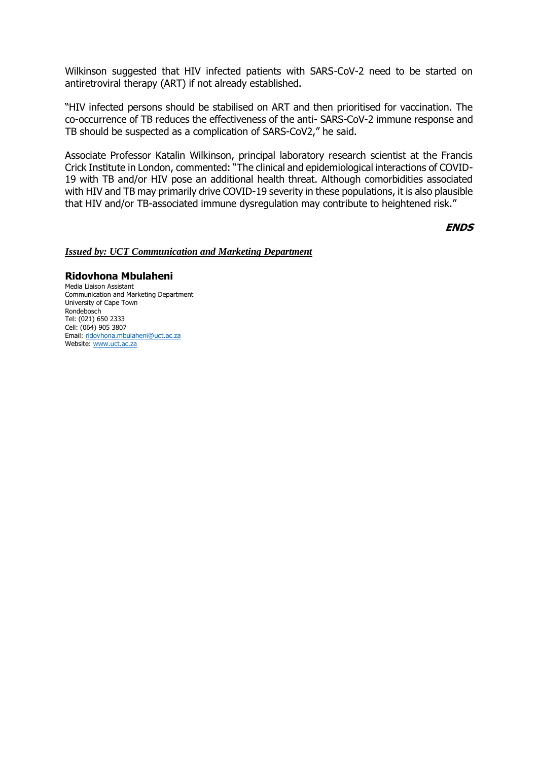Wilkinson suggested that HIV infected patients with SARS-CoV-2 need to be started on antiretroviral therapy (ART) if not already established.

"HIV infected persons should be stabilised on ART and then prioritised for vaccination. The co-occurrence of TB reduces the effectiveness of the anti- SARS-CoV-2 immune response and TB should be suspected as a complication of SARS-CoV2," he said.

Associate Professor Katalin Wilkinson, principal laboratory research scientist at the Francis Crick Institute in London, commented: "The clinical and epidemiological interactions of COVID-19 with TB and/or HIV pose an additional health threat. Although comorbidities associated with HIV and TB may primarily drive COVID-19 severity in these populations, it is also plausible that HIV and/or TB-associated immune dysregulation may contribute to heightened risk."

***ENDS***

***Issued by: UCT Communication and Marketing Department***

**Ridovhona Mbulaheni**
Media Liaison Assistant
Communication and Marketing Department
University of Cape Town
Rondebosch
Tel: (021) 650 2333
Cell: (064) 905 3807
Email: ridovhona.mbulaheni@uct.ac.za
Website: www.uct.ac.za